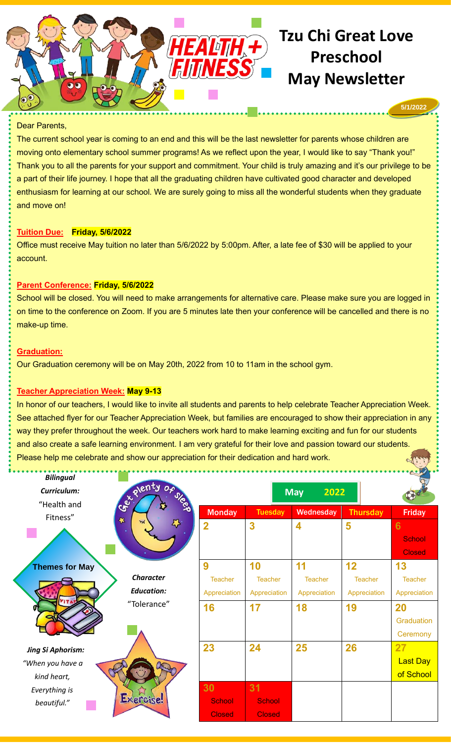# Tzu Chi Great Love Preschool May Newsletter

HEALTH + FITNESS

5/1/2022

Dear Parents,

The current school year is coming to an end and this will be the last newsletter for parents whose children are moving onto elementary school summer programs! As we reflect upon the year, I would like to say "Thank you!" Thank you to all the parents for your support and commitment. Your child is truly amazing and it's our privilege to be a part of their life journey. I hope that all the graduating children have cultivated good character and developed enthusiasm for learning at our school. We are surely going to miss all the wonderful students when they graduate and move on!

**Tuition Due:** **Friday, 5/6/2022**

Office must receive May tuition no later than 5/6/2022 by 5:00pm. After, a late fee of $30 will be applied to your account.

**Parent Conference:** **Friday, 5/6/2022**

School will be closed. You will need to make arrangements for alternative care. Please make sure you are logged in on time to the conference on Zoom. If you are 5 minutes late then your conference will be cancelled and there is no make-up time.

**Graduation:**

Our Graduation ceremony will be on May 20th, 2022 from 10 to 11am in the school gym.

**Teacher Appreciation Week:** **May 9-13**

In honor of our teachers, I would like to invite all students and parents to help celebrate Teacher Appreciation Week. See attached flyer for our Teacher Appreciation Week, but families are encouraged to show their appreciation in any way they prefer throughout the week. Our teachers work hard to make learning exciting and fun for our students and also create a safe learning environment. I am very grateful for their love and passion toward our students. Please help me celebrate and show our appreciation for their dedication and hard work.

***Bilingual Curriculum:***
"Health and Fitness"

Get plenty of sleep

**Themes for May**

***Character Education:***
"Tolerance"

***Jing Si Aphorism:***
*"When you have a kind heart, Everything is beautiful."*

Exercise!

**May 2022**

| Monday | Tuesday | Wednesday | Thursday | Friday |
|---|---|---|---|---|
| 2 | 3 | 4 | 5 | 6 School Closed |
| 9 Teacher Appreciation | 10 Teacher Appreciation | 11 Teacher Appreciation | 12 Teacher Appreciation | 13 Teacher Appreciation |
| 16 | 17 | 18 | 19 | 20 Graduation Ceremony |
| 23 | 24 | 25 | 26 | 27 Last Day of School |
| 30 School Closed | 31 School Closed | | | |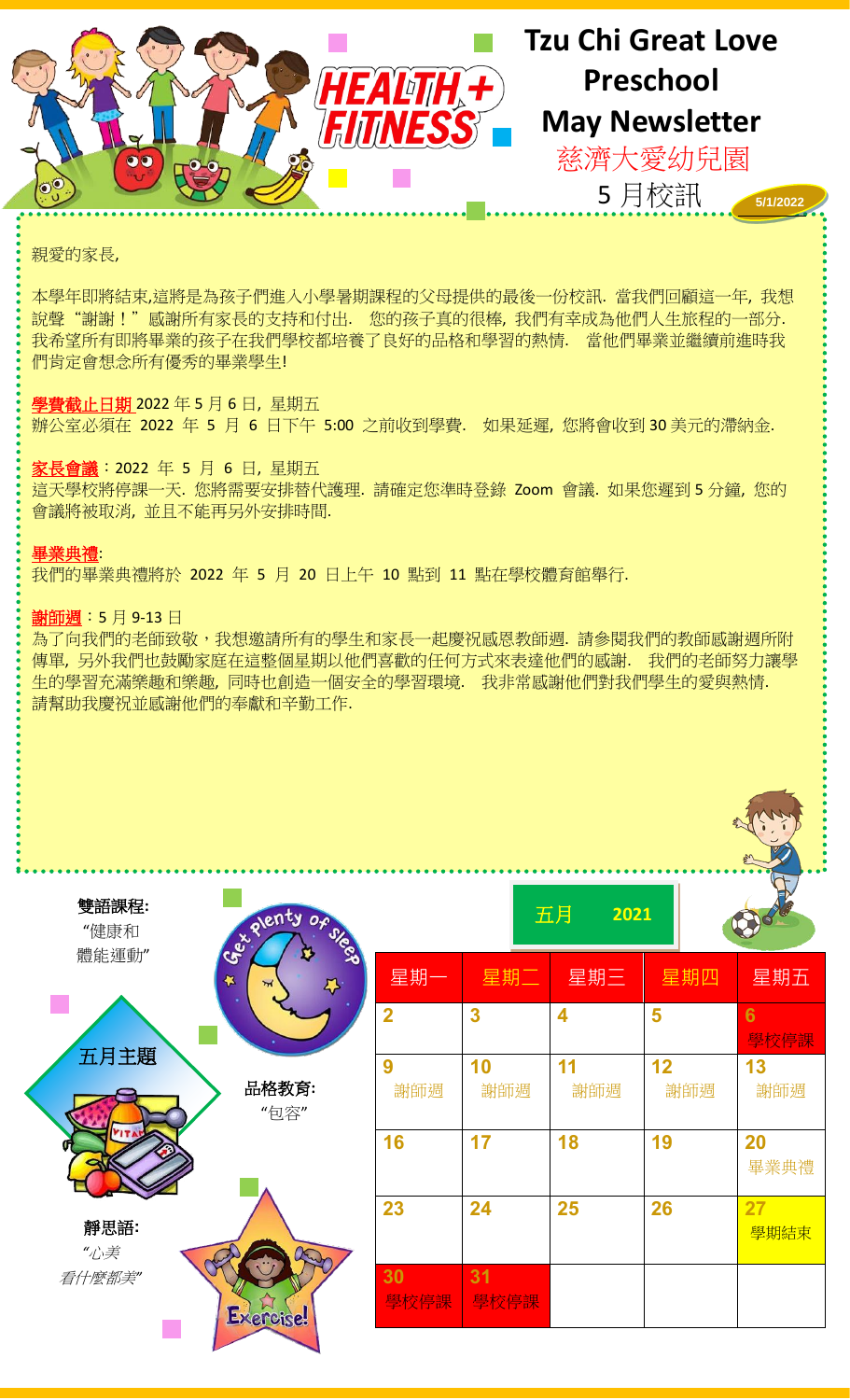# Tzu Chi Great Love Preschool May Newsletter

## 慈濟大愛幼兒園

## 5 月校訊

5/1/2022

親愛的家長,

本學年即將結束,這將是為孩子們進入小學暑期課程的父母提供的最後一份校訊. 當我們回顧這一年, 我想說聲“謝謝！”感謝所有家長的支持和付出. 您的孩子真的很棒, 我們有幸成為他們人生旅程的一部分. 我希望所有即將畢業的孩子在我們學校都培養了良好的品格和學習的熱情. 當他們畢業並繼續前進時我們肯定會想念所有優秀的畢業學生!

**學費截止日期** 2022 年 5 月 6 日, 星期五
辦公室必須在 2022 年 5 月 6 日下午 5:00 之前收到學費. 如果延遲, 您將會收到 30 美元的滯納金.

**家長會議**：2022 年 5 月 6 日, 星期五
這天學校將停課一天. 您將需要安排替代護理. 請確定您準時登錄 Zoom 會議. 如果您遲到 5 分鐘, 您的會議將被取消, 並且不能再另外安排時間.

**畢業典禮**:
我們的畢業典禮將於 2022 年 5 月 20 日上午 10 點到 11 點在學校體育館舉行.

**謝師週**：5 月 9-13 日
為了向我們的老師致敬，我想邀請所有的學生和家長一起慶祝感恩教師週. 請參閱我們的教師感謝週所附傳單, 另外我們也鼓勵家庭在這整個星期以他們喜歡的任何方式來表達他們的感謝. 我們的老師努力讓學生的學習充滿樂趣和樂趣, 同時也創造一個安全的學習環境. 我非常感謝他們對我們學生的愛與熱情. 請幫助我慶祝並感謝他們的奉獻和辛勤工作.

**雙語課程:**
“健康和體能運動”

Get plenty of sleep

**五月主題**

**品格教育:**
“包容”

**靜思語:**
*“心美看什麼都美”*

Exercise!

五月 2021

| 星期一 | 星期二 | 星期三 | 星期四 | 星期五 |
|---|---|---|---|---|
| 2 | 3 | 4 | 5 | 6 學校停課 |
| 9 謝師週 | 10 謝師週 | 11 謝師週 | 12 謝師週 | 13 謝師週 |
| 16 | 17 | 18 | 19 | 20 畢業典禮 |
| 23 | 24 | 25 | 26 | 27 學期結束 |
| 30 學校停課 | 31 學校停課 | | | |